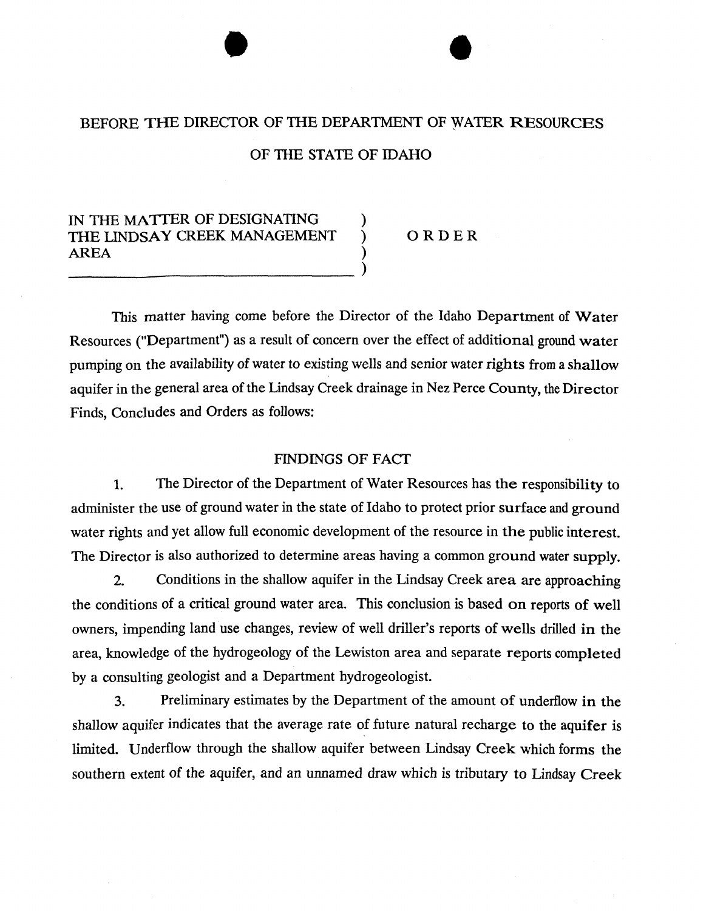# BEFORE THE DIRECTOR OF THE DEPARTMENT OF WATER RESOURCES

# OF THE STATE OF IDAHO

IN THE MATTER OF DESIGNATING THE LINDSAY CREEK MANAGEMENT AREA )

ORDER

This matter having come before the Director of the Idaho Department of Water Resources ("Department") as a result of concern over the effect of additional ground water pumping on the availability of water to existing wells and senior water rights from a shallow aquifer in the general area of the Lindsay Creek drainage in Nez Perce County, the Director Finds, Concludes and Orders as follows:

## FINDINGS OF FACT

1. The Director of the Department of Water Resources has the responsibility to administer the use of ground water in the state of Idaho to protect prior surface and ground water rights and yet allow full economic development of the resource in the public interest. The Director is also authorized to determine areas having a common ground water supply.

2. Conditions in the shallow aquifer in the Lindsay Creek area are approaching the conditions of a critical ground water area. This conclusion is based on reports of well owners, impending land use changes, review of well driller's reports of wells drilled in the area, knowledge of the hydrogeology of the Lewiston area and separate reports completed by a consulting geologist and a Department hydrogeologist.

3. Preliminary estimates by the Department of the amount of underflow in the shallow aquifer indicates that the average rate of future natural recharge to the aquifer is limited. Underflow through the shallow aquifer between Lindsay Creek which forms the southern extent of the aquifer, and an unnamed draw which is tributary to Lindsay Creek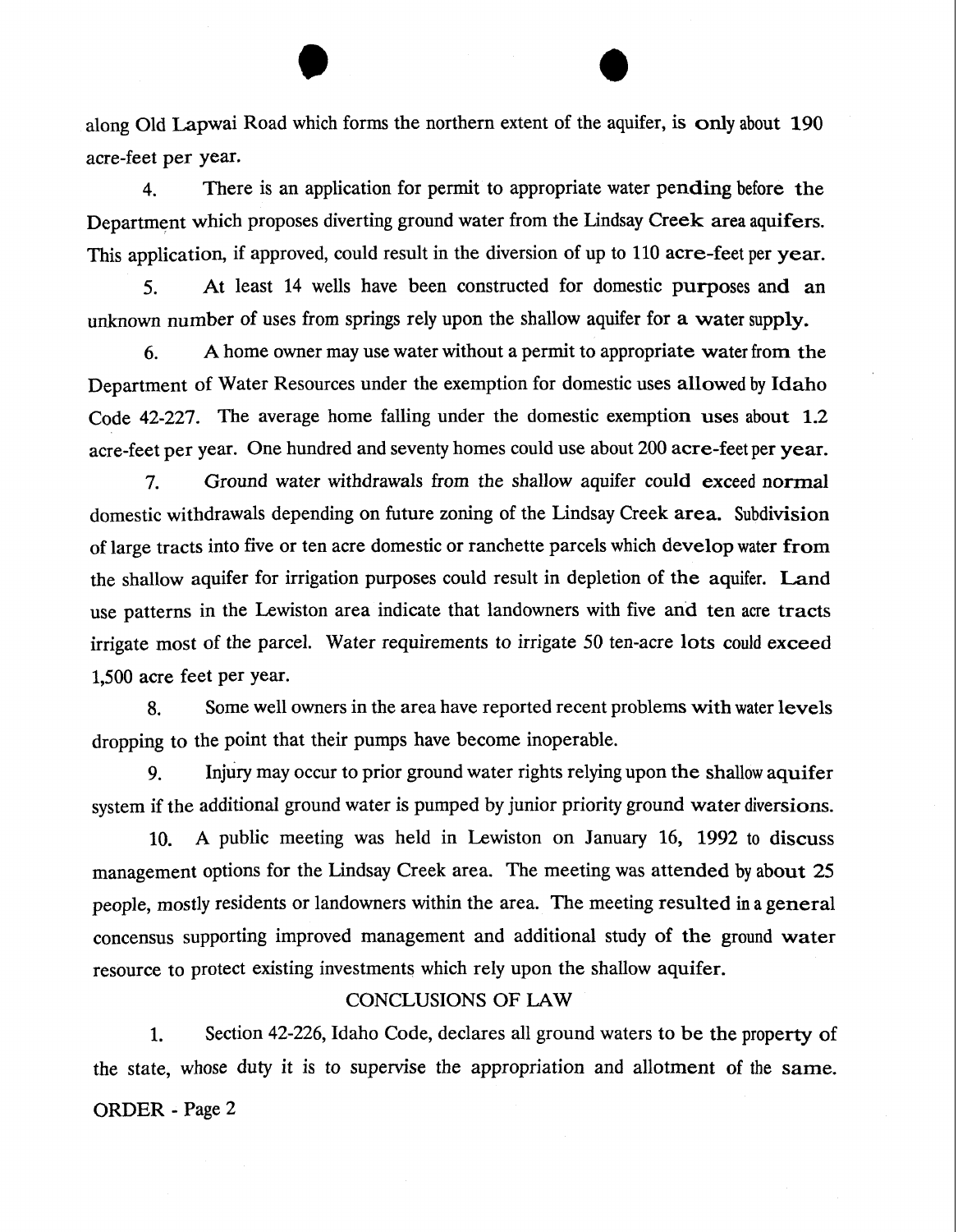along Old Lapwai Road which forms the northern extent of the aquifer, is only about 190 acre-feet per year.

4. There is an application for permit to appropriate water pending before the Department which proposes diverting ground water from the Lindsay Creek area aquifers. This application, if approved, could result in the diversion of up to 110 acre-feet per year.

5. At least 14 wells have been constructed for domestic purposes and an unknown number of uses from springs rely upon the shallow aquifer for a water supply.

6. A home owner may use water without a permit to appropriate water from the Department of Water Resources under the exemption for domestic uses allowed by Idaho Code 42-227. The average home falling under the domestic exemption uses about 1.2 acre-feet per year. One hundred and seventy homes could use about 200 acre-feet per year.

7. Ground water withdrawals from the shallow aquifer could exceed normal domestic withdrawals depending on future zoning of the Lindsay Creek area. Subdivision of large tracts into five or ten acre domestic or ranchette parcels which develop water from the shallow aquifer for irrigation purposes could result in depletion of the aquifer. Land use patterns in the Lewiston area indicate that landowners with five and ten acre tracts irrigate most of the parcel. Water requirements to irrigate 50 ten-acre lots could exceed 1,500 acre feet per year.

8. Some well owners in the area have reported recent problems with water levels dropping to the point that their pumps have become inoperable.

9. Injury may occur to prior ground water rights relying upon the shallow aquifer system if the additional ground water is pumped by junior priority ground water diversions.

10. A public meeting was held in Lewiston on January 16, 1992 to discuss management options for the Lindsay Creek area. The meeting was attended by about 25 people, mostly residents or landowners within the area. The meeting resulted in a general concensus supporting improved management and additional study of the ground water resource to protect existing investments which rely upon the shallow aquifer.

## CONCLUSIONS OF LAW

1. Section 42-226, Idaho Code, declares all ground waters to be the property of the state, whose duty it is to supervise the appropriation and allotment of the same.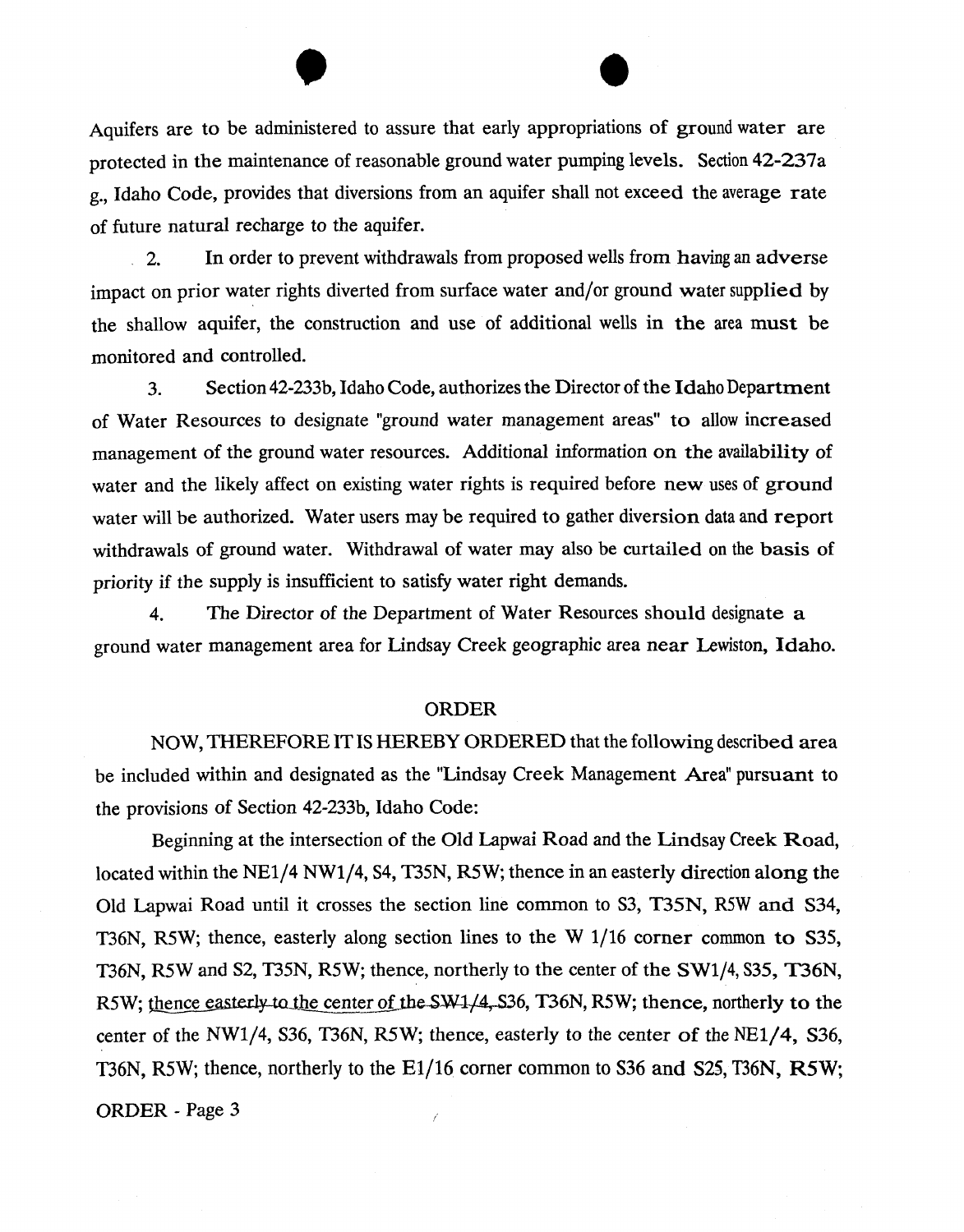Aquifers are to be administered to assure that early appropriations of ground water are protected in the maintenance of reasonable ground water pumping levels. Section 42-237a g., Idaho Code, provides that diversions from an aquifer shall not exceed the average rate of future natural recharge to the aquifer.

2. In order to prevent withdrawals from proposed wells from having an adverse impact on prior water rights diverted from surface water and/or ground water supplied by the shallow aquifer, the construction and use of additional wells in the area must be monitored and controlled.

3. Section 42-233b, Idaho Code, authorizes the Director of the Idaho Department of Water Resources to designate "ground water management areas" to allow increased management of the ground water resources. Additional information on the availability of water and the likely affect on existing water rights is required before new uses of ground water will be authorized. Water users may be required to gather diversion data and report withdrawals of ground water. Withdrawal of water may also be curtailed on the basis of priority if the supply is insufficient to satisfy water right demands.

4. The Director of the Department of Water Resources should designate a ground water management area for Lindsay Creek geographic area near Lewiston, Idaho.

## ORDER

NOW, THEREFORE IT IS HEREBY ORDERED that the following described area be included within and designated as the "Lindsay Creek Management Area" pursuant to the provisions of Section 42-233b, Idaho Code:

Beginning at the intersection of the Old Lapwai Road and the Lindsay Creek Road, located within the NE1/4 NW1/4, S4, T35N, R5W; thence in an easterly direction along the Old Lapwai Road until it crosses the section line common to S3, T35N, R5W and S34, T36N, R5W; thence, easterly along section lines to the W 1/16 corner common to S35, T36N, R5W and S2, T35N, R5W; thence, northerly to the center of the SW1/4, S35, T36N, R5W; thence easterly to the center of the SW1/4, S36, T36N, R5W; thence, northerly to the center of the NW1/4, S36, T36N, R5W; thence, easterly to the center of the NE1/4, S36, T36N, R5W; thence, northerly to the E1/16 corner common to S36 and S25, T36N, R5W;

ORDER - Page 3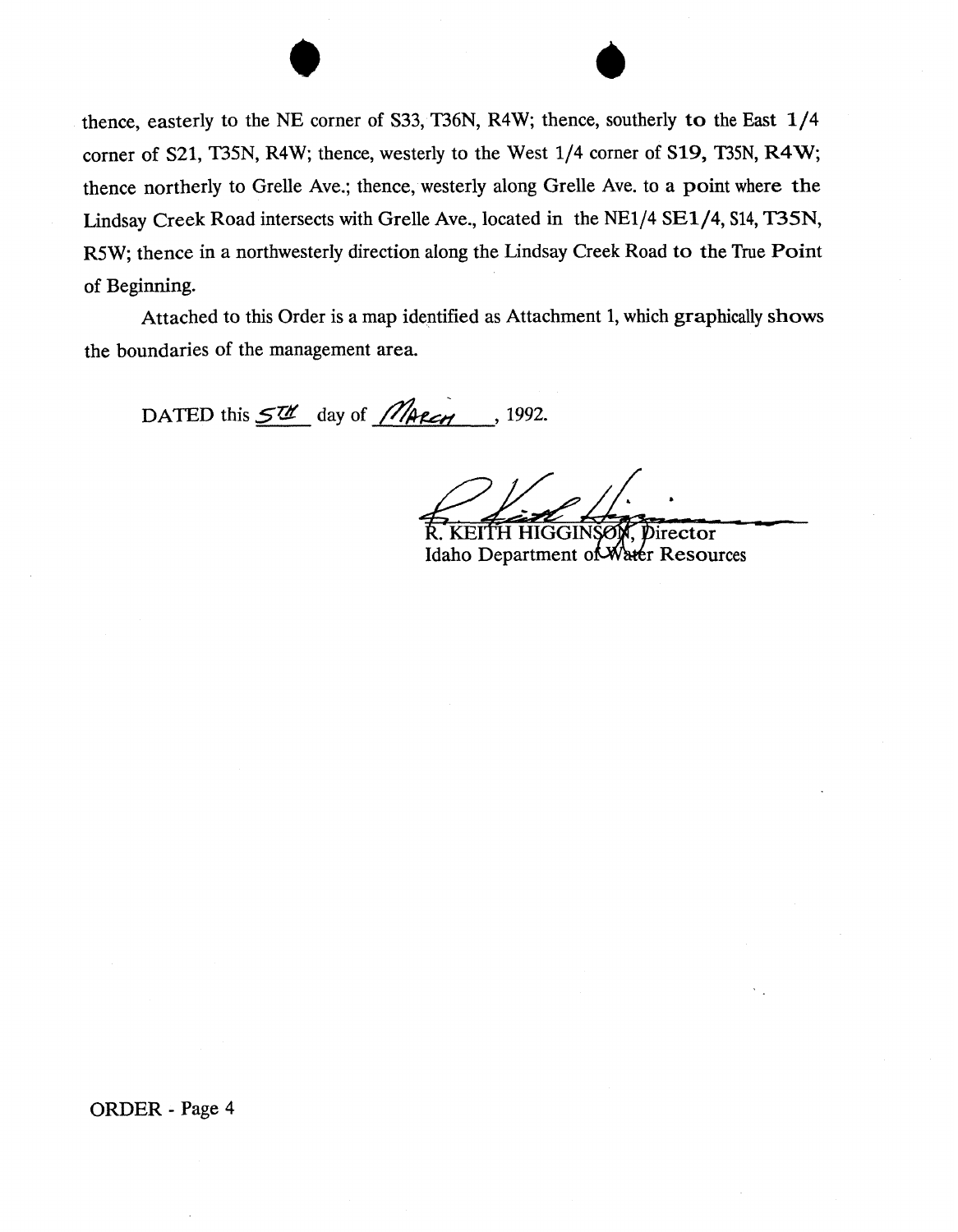thence, easterly to the NE corner of S33, T36N, R4W; thence, southerly to the East 1/4 corner of S21, T35N, R4W; thence, westerly to the West 1/4 corner of S19, T35N, R4W; thence northerly to Grelle Ave.; thence, westerly along Grelle Ave. to a point where the Lindsay Creek Road intersects with Grelle Ave., located in the NE1/4 SE1/4, S14, T35N, R5W; thence in a northwesterly direction along the Lindsay Creek Road to the True Point of Beginning.

Attached to this Order is a map identified as Attachment 1, which graphically shows the boundaries of the management area.

DATED this 5TH day of MARCH, 1992.

R. KEITH HIGGINSON, Director
Idaho Department of Water Resources

ORDER - Page 4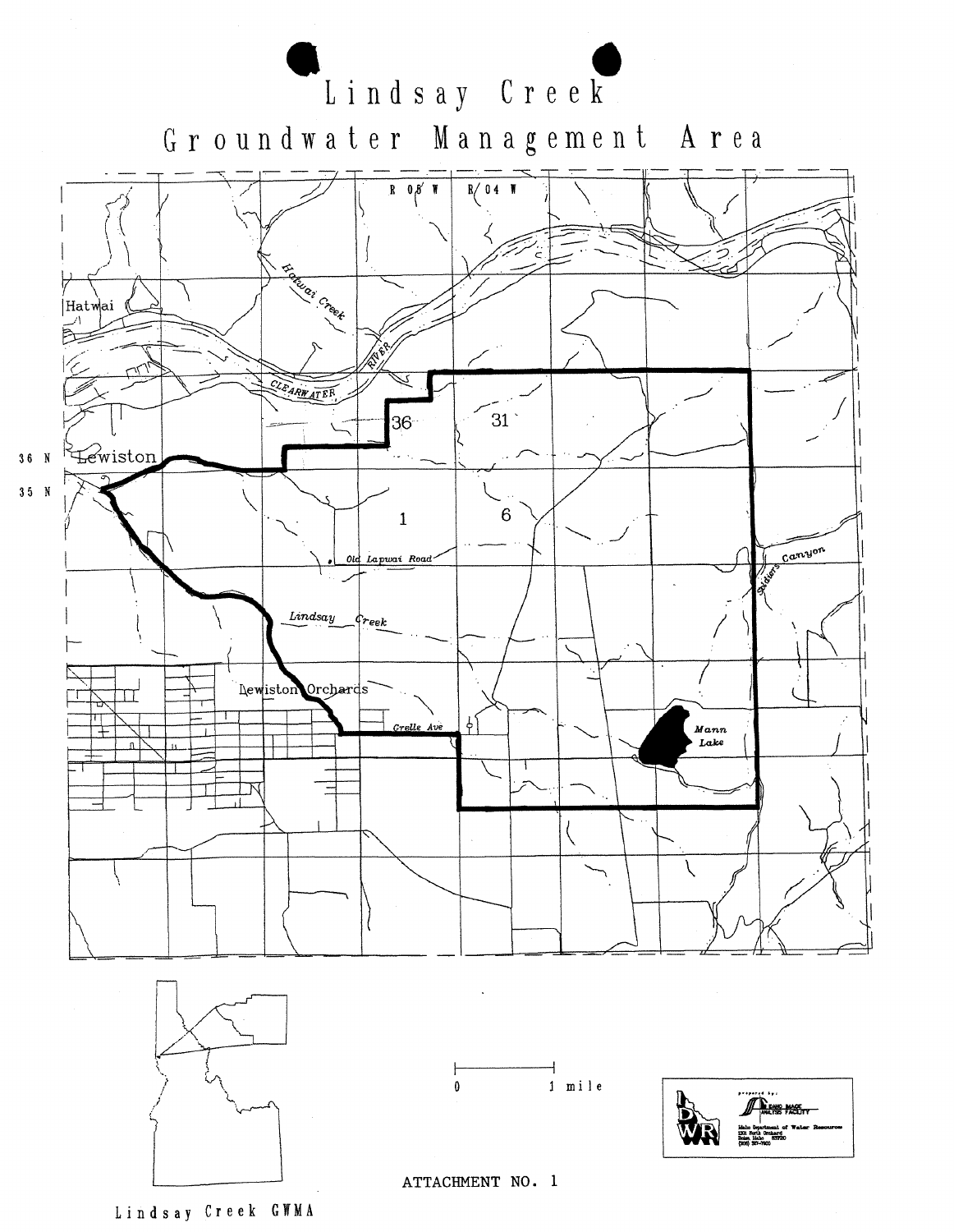# Lindsay Creek Groundwater Management Area

R 05 W R 04 W

Hatwai

Hatwai Creek

CLEARWATER RIVER

36 N Lewiston

35 N

36 31

1 6

Old Lapwai Road

Lindsay Creek

Lewiston Orchards

Grelle Ave

Mann Lake

Soldiers Canyon

0 1 mile

prepared by: Idaho Image Analysis Facility

Idaho Department of Water Resources
1301 North Orchard
Boise, Idaho 83720
(208) 327-7900

ATTACHMENT NO. 1

Lindsay Creek GWMA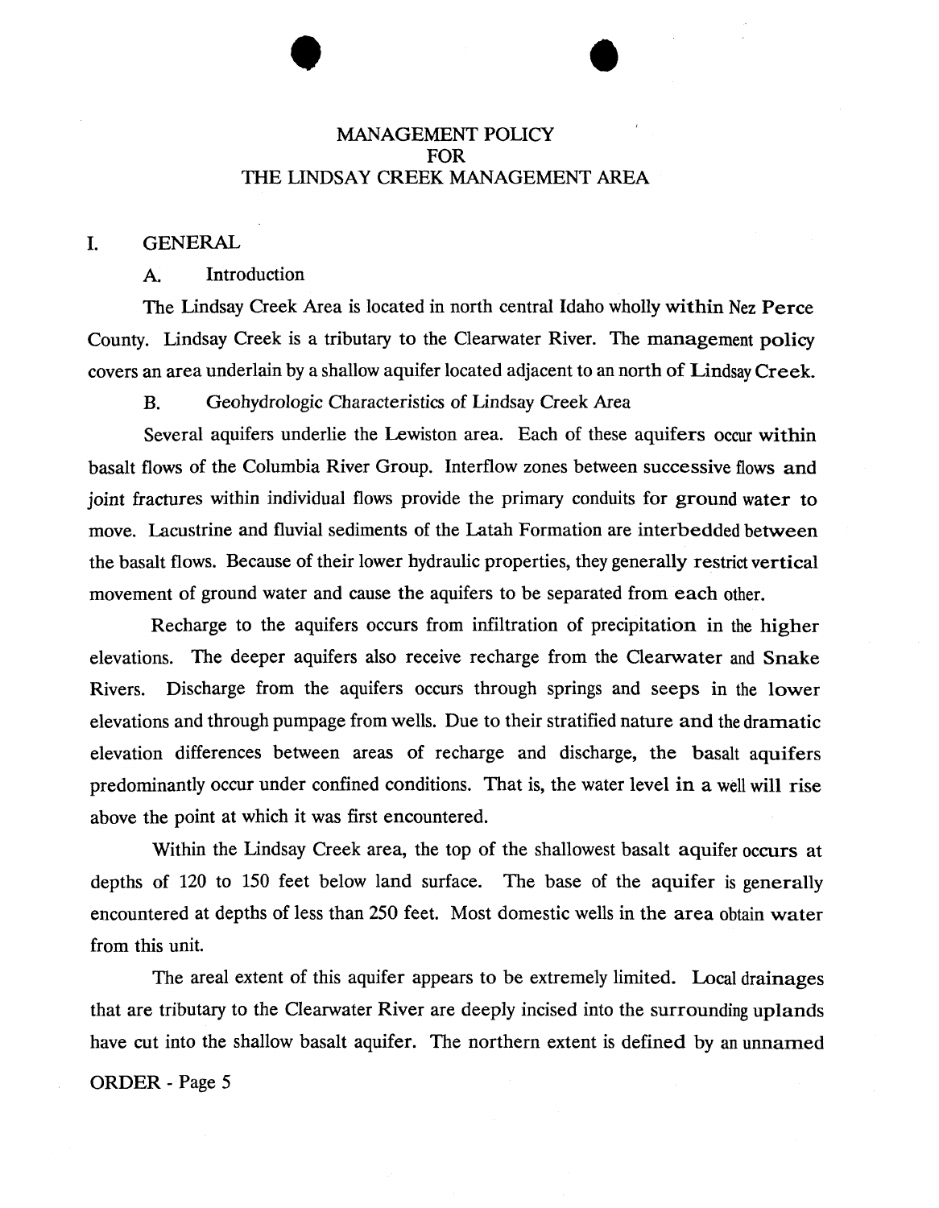# MANAGEMENT POLICY FOR THE LINDSAY CREEK MANAGEMENT AREA

## I. GENERAL

### A. Introduction

The Lindsay Creek Area is located in north central Idaho wholly within Nez Perce County. Lindsay Creek is a tributary to the Clearwater River. The management policy covers an area underlain by a shallow aquifer located adjacent to an north of Lindsay Creek.

### B. Geohydrologic Characteristics of Lindsay Creek Area

Several aquifers underlie the Lewiston area. Each of these aquifers occur within basalt flows of the Columbia River Group. Interflow zones between successive flows and joint fractures within individual flows provide the primary conduits for ground water to move. Lacustrine and fluvial sediments of the Latah Formation are interbedded between the basalt flows. Because of their lower hydraulic properties, they generally restrict vertical movement of ground water and cause the aquifers to be separated from each other.

Recharge to the aquifers occurs from infiltration of precipitation in the higher elevations. The deeper aquifers also receive recharge from the Clearwater and Snake Rivers. Discharge from the aquifers occurs through springs and seeps in the lower elevations and through pumpage from wells. Due to their stratified nature and the dramatic elevation differences between areas of recharge and discharge, the basalt aquifers predominantly occur under confined conditions. That is, the water level in a well will rise above the point at which it was first encountered.

Within the Lindsay Creek area, the top of the shallowest basalt aquifer occurs at depths of 120 to 150 feet below land surface. The base of the aquifer is generally encountered at depths of less than 250 feet. Most domestic wells in the area obtain water from this unit.

The areal extent of this aquifer appears to be extremely limited. Local drainages that are tributary to the Clearwater River are deeply incised into the surrounding uplands have cut into the shallow basalt aquifer. The northern extent is defined by an unnamed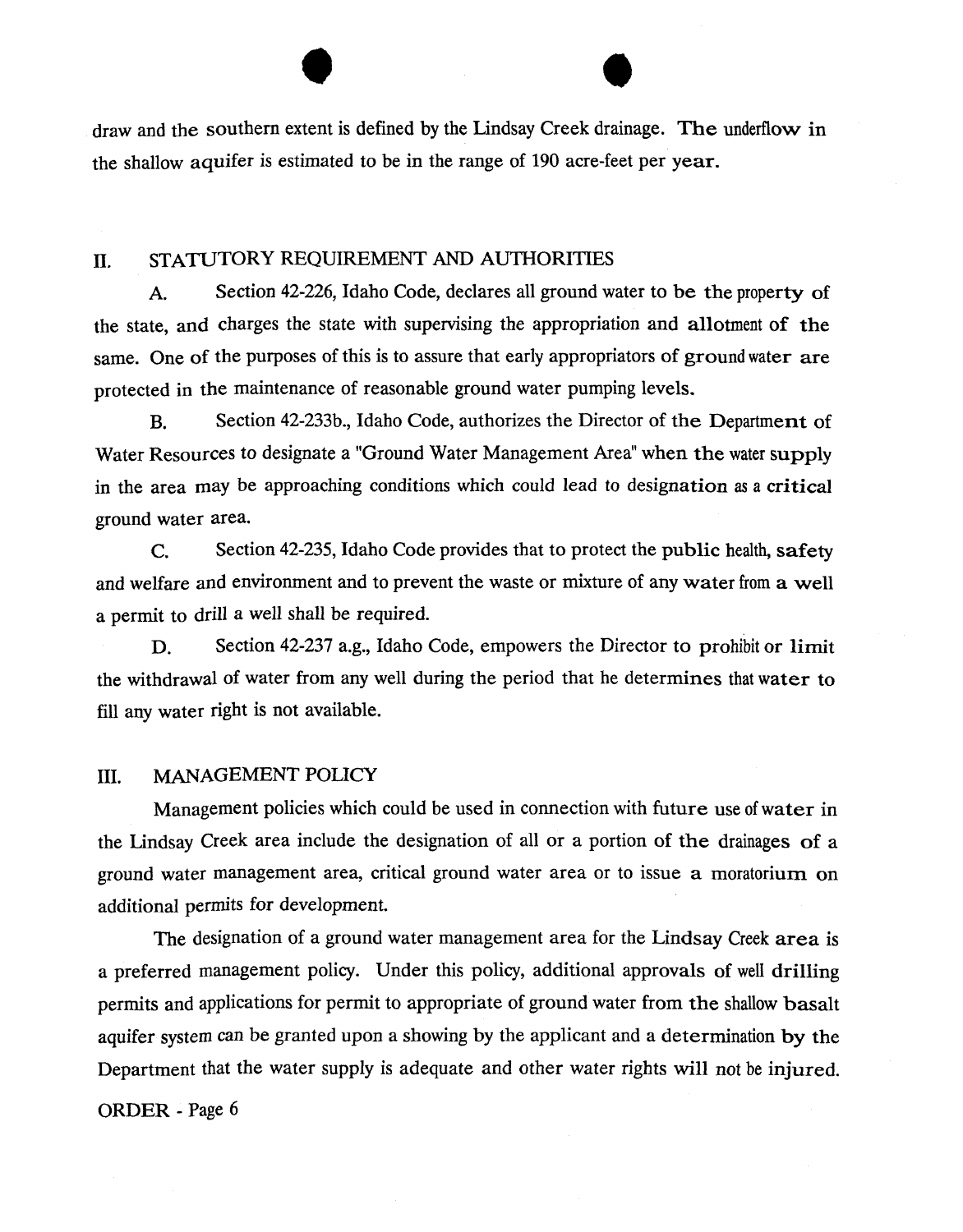draw and the southern extent is defined by the Lindsay Creek drainage. The underflow in the shallow aquifer is estimated to be in the range of 190 acre-feet per year.

## II. STATUTORY REQUIREMENT AND AUTHORITIES

A. Section 42-226, Idaho Code, declares all ground water to be the property of the state, and charges the state with supervising the appropriation and allotment of the same. One of the purposes of this is to assure that early appropriators of ground water are protected in the maintenance of reasonable ground water pumping levels.

B. Section 42-233b., Idaho Code, authorizes the Director of the Department of Water Resources to designate a "Ground Water Management Area" when the water supply in the area may be approaching conditions which could lead to designation as a critical ground water area.

C. Section 42-235, Idaho Code provides that to protect the public health, safety and welfare and environment and to prevent the waste or mixture of any water from a well a permit to drill a well shall be required.

D. Section 42-237 a.g., Idaho Code, empowers the Director to prohibit or limit the withdrawal of water from any well during the period that he determines that water to fill any water right is not available.

## III. MANAGEMENT POLICY

Management policies which could be used in connection with future use of water in the Lindsay Creek area include the designation of all or a portion of the drainages of a ground water management area, critical ground water area or to issue a moratorium on additional permits for development.

The designation of a ground water management area for the Lindsay Creek area is a preferred management policy. Under this policy, additional approvals of well drilling permits and applications for permit to appropriate of ground water from the shallow basalt aquifer system can be granted upon a showing by the applicant and a determination by the Department that the water supply is adequate and other water rights will not be injured.

ORDER - Page 6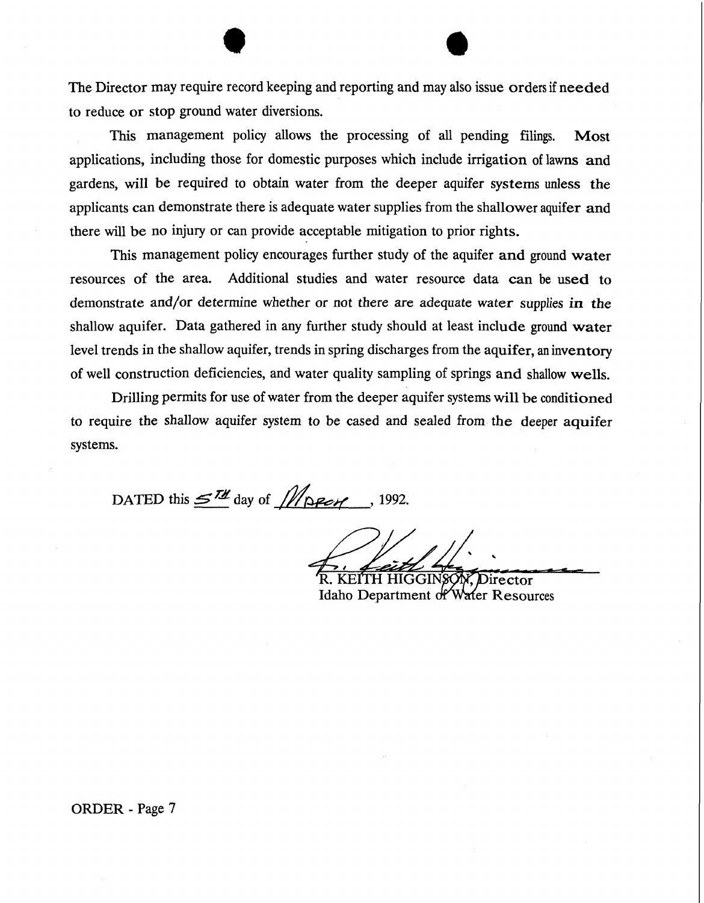The Director may require record keeping and reporting and may also issue orders if needed to reduce or stop ground water diversions.

This management policy allows the processing of all pending filings. Most applications, including those for domestic purposes which include irrigation of lawns and gardens, will be required to obtain water from the deeper aquifer systems unless the applicants can demonstrate there is adequate water supplies from the shallower aquifer and there will be no injury or can provide acceptable mitigation to prior rights.

This management policy encourages further study of the aquifer and ground water resources of the area. Additional studies and water resource data can be used to demonstrate and/or determine whether or not there are adequate water supplies in the shallow aquifer. Data gathered in any further study should at least include ground water level trends in the shallow aquifer, trends in spring discharges from the aquifer, an inventory of well construction deficiencies, and water quality sampling of springs and shallow wells.

Drilling permits for use of water from the deeper aquifer systems will be conditioned to require the shallow aquifer system to be cased and sealed from the deeper aquifer systems.

DATED this 5TH day of MARCH, 1992.

R. KEITH HIGGINSON, Director
Idaho Department of Water Resources

ORDER - Page 7